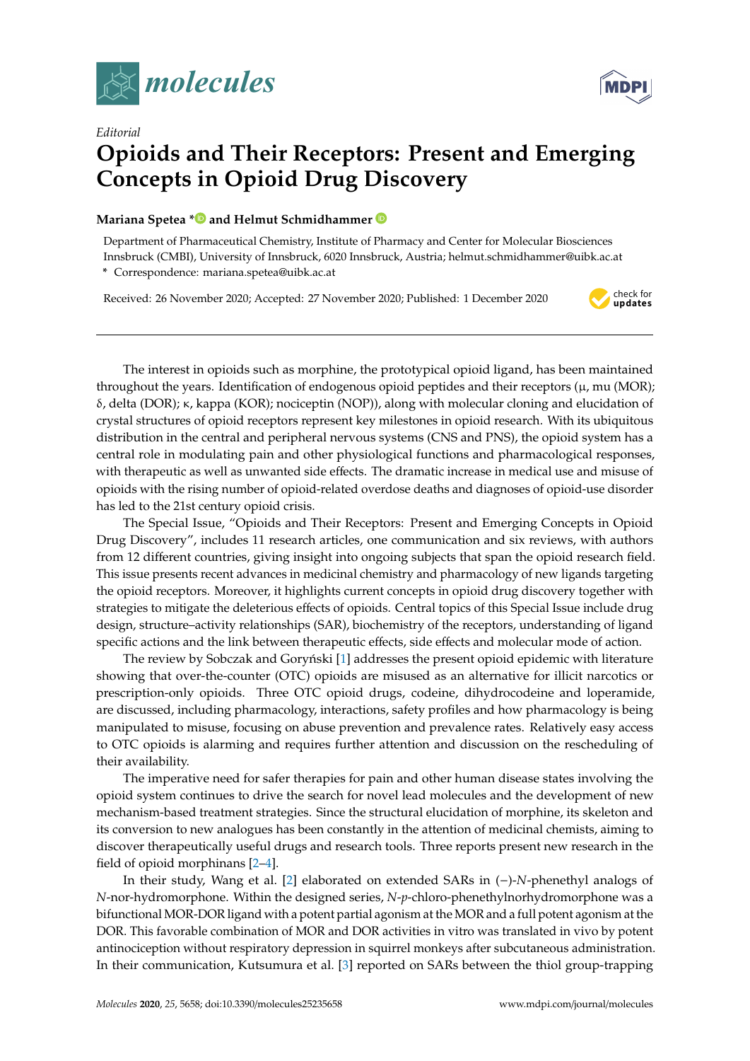*Editorial*

# Opioids and Their Receptors: Present and Emerging Concepts in Opioid Drug Discovery

**Mariana Spetea * and Helmut Schmidhammer**

Department of Pharmaceutical Chemistry, Institute of Pharmacy and Center for Molecular Biosciences Innsbruck (CMBI), University of Innsbruck, 6020 Innsbruck, Austria; helmut.schmidhammer@uibk.ac.at

\* Correspondence: mariana.spetea@uibk.ac.at

Received: 26 November 2020; Accepted: 27 November 2020; Published: 1 December 2020

The interest in opioids such as morphine, the prototypical opioid ligand, has been maintained throughout the years. Identification of endogenous opioid peptides and their receptors (μ, mu (MOR); δ, delta (DOR); κ, kappa (KOR); nociceptin (NOP)), along with molecular cloning and elucidation of crystal structures of opioid receptors represent key milestones in opioid research. With its ubiquitous distribution in the central and peripheral nervous systems (CNS and PNS), the opioid system has a central role in modulating pain and other physiological functions and pharmacological responses, with therapeutic as well as unwanted side effects. The dramatic increase in medical use and misuse of opioids with the rising number of opioid-related overdose deaths and diagnoses of opioid-use disorder has led to the 21st century opioid crisis.

The Special Issue, "Opioids and Their Receptors: Present and Emerging Concepts in Opioid Drug Discovery", includes 11 research articles, one communication and six reviews, with authors from 12 different countries, giving insight into ongoing subjects that span the opioid research field. This issue presents recent advances in medicinal chemistry and pharmacology of new ligands targeting the opioid receptors. Moreover, it highlights current concepts in opioid drug discovery together with strategies to mitigate the deleterious effects of opioids. Central topics of this Special Issue include drug design, structure–activity relationships (SAR), biochemistry of the receptors, understanding of ligand specific actions and the link between therapeutic effects, side effects and molecular mode of action.

The review by Sobczak and Goryński [1] addresses the present opioid epidemic with literature showing that over-the-counter (OTC) opioids are misused as an alternative for illicit narcotics or prescription-only opioids. Three OTC opioid drugs, codeine, dihydrocodeine and loperamide, are discussed, including pharmacology, interactions, safety profiles and how pharmacology is being manipulated to misuse, focusing on abuse prevention and prevalence rates. Relatively easy access to OTC opioids is alarming and requires further attention and discussion on the rescheduling of their availability.

The imperative need for safer therapies for pain and other human disease states involving the opioid system continues to drive the search for novel lead molecules and the development of new mechanism-based treatment strategies. Since the structural elucidation of morphine, its skeleton and its conversion to new analogues has been constantly in the attention of medicinal chemists, aiming to discover therapeutically useful drugs and research tools. Three reports present new research in the field of opioid morphinans [2–4].

In their study, Wang et al. [2] elaborated on extended SARs in (−)-*N*-phenethyl analogs of *N*-nor-hydromorphone. Within the designed series, *N*-*p*-chloro-phenethylnorhydromorphone was a bifunctional MOR-DOR ligand with a potent partial agonism at the MOR and a full potent agonism at the DOR. This favorable combination of MOR and DOR activities in vitro was translated in vivo by potent antinociception without respiratory depression in squirrel monkeys after subcutaneous administration. In their communication, Kutsumura et al. [3] reported on SARs between the thiol group-trapping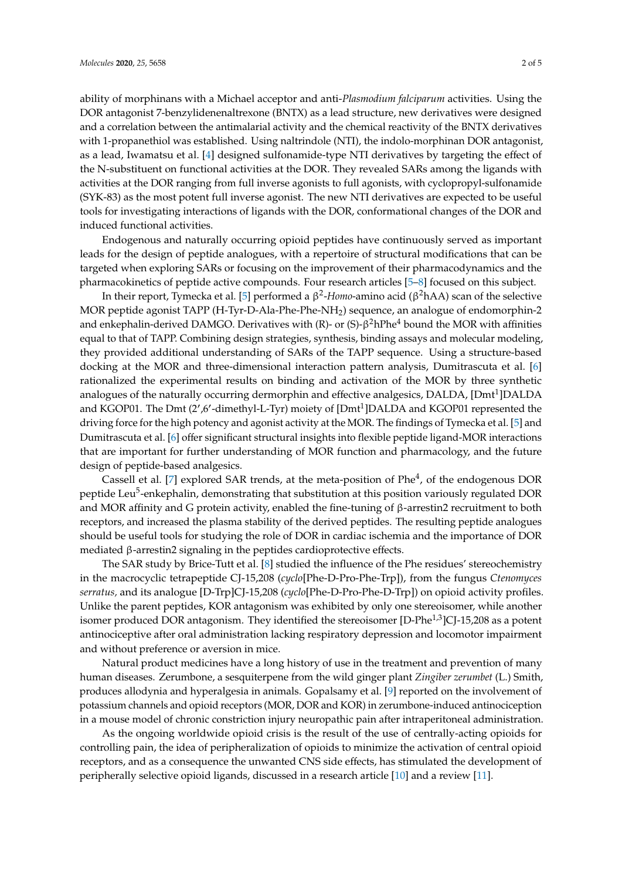ability of morphinans with a Michael acceptor and anti-*Plasmodium falciparum* activities. Using the DOR antagonist 7-benzylidenenaltrexone (BNTX) as a lead structure, new derivatives were designed and a correlation between the antimalarial activity and the chemical reactivity of the BNTX derivatives with 1-propanethiol was established. Using naltrindole (NTI), the indolo-morphinan DOR antagonist, as a lead, Iwamatsu et al. [4] designed sulfonamide-type NTI derivatives by targeting the effect of the N-substituent on functional activities at the DOR. They revealed SARs among the ligands with activities at the DOR ranging from full inverse agonists to full agonists, with cyclopropyl-sulfonamide (SYK-83) as the most potent full inverse agonist. The new NTI derivatives are expected to be useful tools for investigating interactions of ligands with the DOR, conformational changes of the DOR and induced functional activities.

Endogenous and naturally occurring opioid peptides have continuously served as important leads for the design of peptide analogues, with a repertoire of structural modifications that can be targeted when exploring SARs or focusing on the improvement of their pharmacodynamics and the pharmacokinetics of peptide active compounds. Four research articles [5–8] focused on this subject.

In their report, Tymecka et al. [5] performed a $\beta^2$-*Homo*-amino acid ($\beta^2$hAA) scan of the selective MOR peptide agonist TAPP (H-Tyr-D-Ala-Phe-Phe-$NH_2$) sequence, an analogue of endomorphin-2 and enkephalin-derived DAMGO. Derivatives with (R)- or (S)-$\beta^2$hPhe$^4$ bound the MOR with affinities equal to that of TAPP. Combining design strategies, synthesis, binding assays and molecular modeling, they provided additional understanding of SARs of the TAPP sequence. Using a structure-based docking at the MOR and three-dimensional interaction pattern analysis, Dumitrascuta et al. [6] rationalized the experimental results on binding and activation of the MOR by three synthetic analogues of the naturally occurring dermorphin and effective analgesics, DALDA, [Dmt$^1$]DALDA and KGOP01. The Dmt (2′,6′-dimethyl-L-Tyr) moiety of [Dmt$^1$]DALDA and KGOP01 represented the driving force for the high potency and agonist activity at the MOR. The findings of Tymecka et al. [5] and Dumitrascuta et al. [6] offer significant structural insights into flexible peptide ligand-MOR interactions that are important for further understanding of MOR function and pharmacology, and the future design of peptide-based analgesics.

Cassell et al. [7] explored SAR trends, at the meta-position of Phe$^4$, of the endogenous DOR peptide Leu$^5$-enkephalin, demonstrating that substitution at this position variously regulated DOR and MOR affinity and G protein activity, enabled the fine-tuning of β-arrestin2 recruitment to both receptors, and increased the plasma stability of the derived peptides. The resulting peptide analogues should be useful tools for studying the role of DOR in cardiac ischemia and the importance of DOR mediated β-arrestin2 signaling in the peptides cardioprotective effects.

The SAR study by Brice-Tutt et al. [8] studied the influence of the Phe residues' stereochemistry in the macrocyclic tetrapeptide CJ-15,208 (*cyclo*[Phe-D-Pro-Phe-Trp]), from the fungus *Ctenomyces serratus,* and its analogue [D-Trp]CJ-15,208 (*cyclo*[Phe-D-Pro-Phe-D-Trp]) on opioid activity profiles. Unlike the parent peptides, KOR antagonism was exhibited by only one stereoisomer, while another isomer produced DOR antagonism. They identified the stereoisomer [D-Phe$^{1,3}$]CJ-15,208 as a potent antinociceptive after oral administration lacking respiratory depression and locomotor impairment and without preference or aversion in mice.

Natural product medicines have a long history of use in the treatment and prevention of many human diseases. Zerumbone, a sesquiterpene from the wild ginger plant *Zingiber zerumbet* (L.) Smith, produces allodynia and hyperalgesia in animals. Gopalsamy et al. [9] reported on the involvement of potassium channels and opioid receptors (MOR, DOR and KOR) in zerumbone-induced antinociception in a mouse model of chronic constriction injury neuropathic pain after intraperitoneal administration.

As the ongoing worldwide opioid crisis is the result of the use of centrally-acting opioids for controlling pain, the idea of peripheralization of opioids to minimize the activation of central opioid receptors, and as a consequence the unwanted CNS side effects, has stimulated the development of peripherally selective opioid ligands, discussed in a research article [10] and a review [11].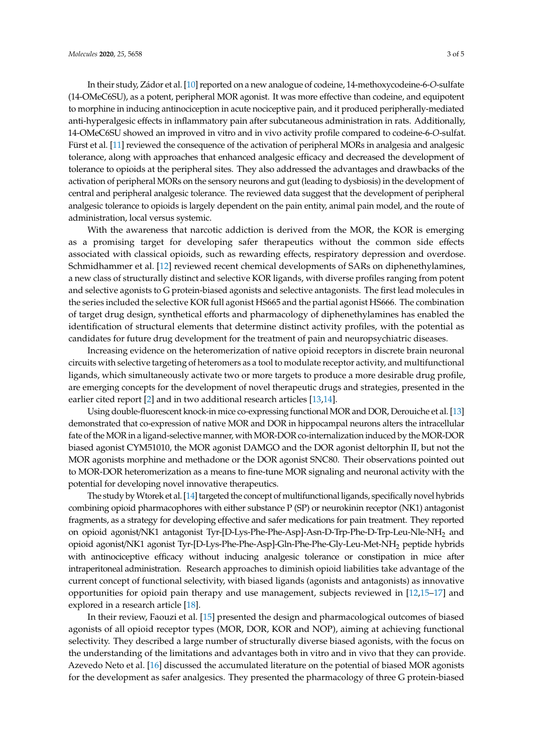In their study, Zádor et al. [10] reported on a new analogue of codeine, 14-methoxycodeine-6-*O*-sulfate (14-OMeC6SU), as a potent, peripheral MOR agonist. It was more effective than codeine, and equipotent to morphine in inducing antinociception in acute nociceptive pain, and it produced peripherally-mediated anti-hyperalgesic effects in inflammatory pain after subcutaneous administration in rats. Additionally, 14-OMeC6SU showed an improved in vitro and in vivo activity profile compared to codeine-6-*O*-sulfat. Fürst et al. [11] reviewed the consequence of the activation of peripheral MORs in analgesia and analgesic tolerance, along with approaches that enhanced analgesic efficacy and decreased the development of tolerance to opioids at the peripheral sites. They also addressed the advantages and drawbacks of the activation of peripheral MORs on the sensory neurons and gut (leading to dysbiosis) in the development of central and peripheral analgesic tolerance. The reviewed data suggest that the development of peripheral analgesic tolerance to opioids is largely dependent on the pain entity, animal pain model, and the route of administration, local versus systemic.

With the awareness that narcotic addiction is derived from the MOR, the KOR is emerging as a promising target for developing safer therapeutics without the common side effects associated with classical opioids, such as rewarding effects, respiratory depression and overdose. Schmidhammer et al. [12] reviewed recent chemical developments of SARs on diphenethylamines, a new class of structurally distinct and selective KOR ligands, with diverse profiles ranging from potent and selective agonists to G protein-biased agonists and selective antagonists. The first lead molecules in the series included the selective KOR full agonist HS665 and the partial agonist HS666. The combination of target drug design, synthetical efforts and pharmacology of diphenethylamines has enabled the identification of structural elements that determine distinct activity profiles, with the potential as candidates for future drug development for the treatment of pain and neuropsychiatric diseases.

Increasing evidence on the heteromerization of native opioid receptors in discrete brain neuronal circuits with selective targeting of heteromers as a tool to modulate receptor activity, and multifunctional ligands, which simultaneously activate two or more targets to produce a more desirable drug profile, are emerging concepts for the development of novel therapeutic drugs and strategies, presented in the earlier cited report [2] and in two additional research articles [13,14].

Using double-fluorescent knock-in mice co-expressing functional MOR and DOR, Derouiche et al. [13] demonstrated that co-expression of native MOR and DOR in hippocampal neurons alters the intracellular fate of the MOR in a ligand-selective manner, with MOR-DOR co-internalization induced by the MOR-DOR biased agonist CYM51010, the MOR agonist DAMGO and the DOR agonist deltorphin II, but not the MOR agonists morphine and methadone or the DOR agonist SNC80. Their observations pointed out to MOR-DOR heteromerization as a means to fine-tune MOR signaling and neuronal activity with the potential for developing novel innovative therapeutics.

The study by Wtorek et al. [14] targeted the concept of multifunctional ligands, specifically novel hybrids combining opioid pharmacophores with either substance P (SP) or neurokinin receptor (NK1) antagonist fragments, as a strategy for developing effective and safer medications for pain treatment. They reported on opioid agonist/NK1 antagonist Tyr-[D-Lys-Phe-Phe-Asp]-Asn-D-Trp-Phe-D-Trp-Leu-Nle-$NH_2$ and opioid agonist/NK1 agonist Tyr-[D-Lys-Phe-Phe-Asp]-Gln-Phe-Phe-Gly-Leu-Met-$NH_2$ peptide hybrids with antinociceptive efficacy without inducing analgesic tolerance or constipation in mice after intraperitoneal administration. Research approaches to diminish opioid liabilities take advantage of the current concept of functional selectivity, with biased ligands (agonists and antagonists) as innovative opportunities for opioid pain therapy and use management, subjects reviewed in [12,15–17] and explored in a research article [18].

In their review, Faouzi et al. [15] presented the design and pharmacological outcomes of biased agonists of all opioid receptor types (MOR, DOR, KOR and NOP), aiming at achieving functional selectivity. They described a large number of structurally diverse biased agonists, with the focus on the understanding of the limitations and advantages both in vitro and in vivo that they can provide. Azevedo Neto et al. [16] discussed the accumulated literature on the potential of biased MOR agonists for the development as safer analgesics. They presented the pharmacology of three G protein-biased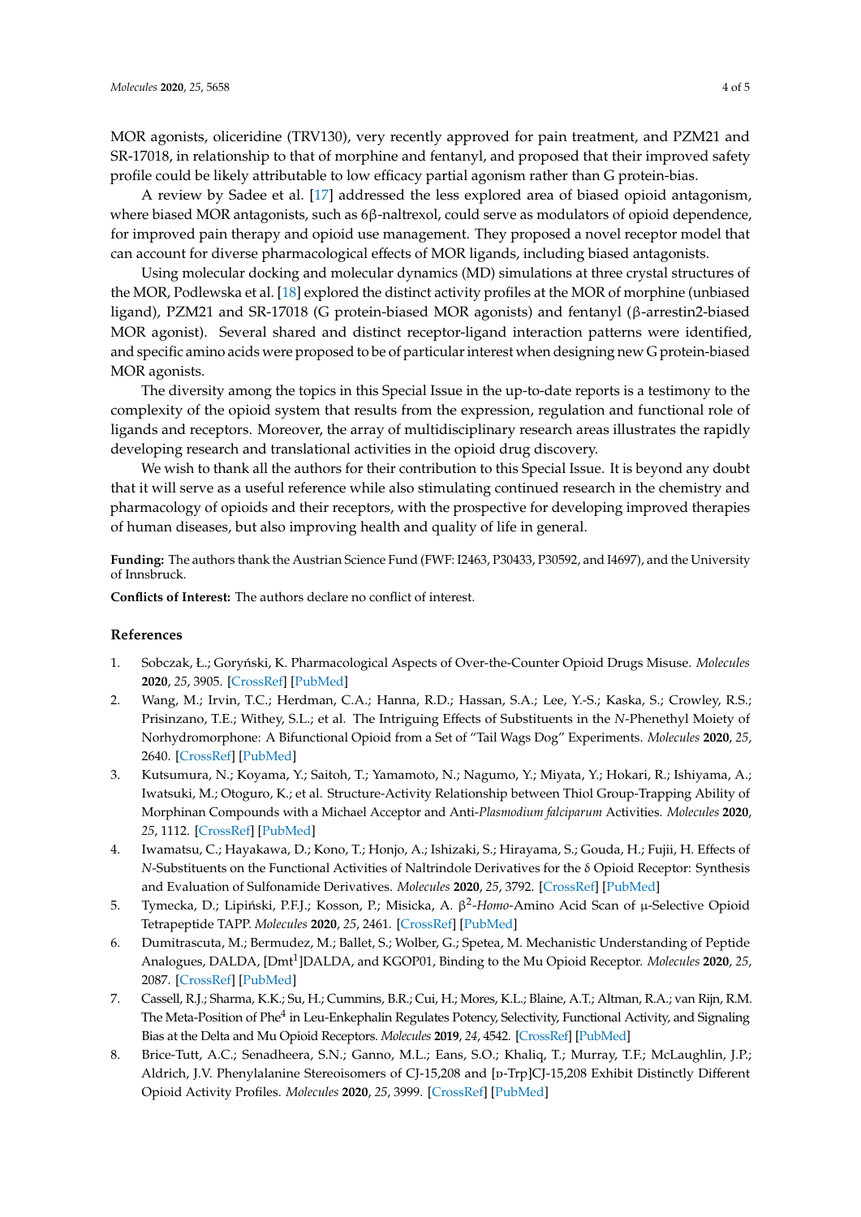MOR agonists, oliceridine (TRV130), very recently approved for pain treatment, and PZM21 and SR-17018, in relationship to that of morphine and fentanyl, and proposed that their improved safety profile could be likely attributable to low efficacy partial agonism rather than G protein-bias.

A review by Sadee et al. [17] addressed the less explored area of biased opioid antagonism, where biased MOR antagonists, such as 6β-naltrexol, could serve as modulators of opioid dependence, for improved pain therapy and opioid use management. They proposed a novel receptor model that can account for diverse pharmacological effects of MOR ligands, including biased antagonists.

Using molecular docking and molecular dynamics (MD) simulations at three crystal structures of the MOR, Podlewska et al. [18] explored the distinct activity profiles at the MOR of morphine (unbiased ligand), PZM21 and SR-17018 (G protein-biased MOR agonists) and fentanyl (β-arrestin2-biased MOR agonist). Several shared and distinct receptor-ligand interaction patterns were identified, and specific amino acids were proposed to be of particular interest when designing new G protein-biased MOR agonists.

The diversity among the topics in this Special Issue in the up-to-date reports is a testimony to the complexity of the opioid system that results from the expression, regulation and functional role of ligands and receptors. Moreover, the array of multidisciplinary research areas illustrates the rapidly developing research and translational activities in the opioid drug discovery.

We wish to thank all the authors for their contribution to this Special Issue. It is beyond any doubt that it will serve as a useful reference while also stimulating continued research in the chemistry and pharmacology of opioids and their receptors, with the prospective for developing improved therapies of human diseases, but also improving health and quality of life in general.

**Funding:** The authors thank the Austrian Science Fund (FWF: I2463, P30433, P30592, and I4697), and the University of Innsbruck.

**Conflicts of Interest:** The authors declare no conflict of interest.

## References

1. Sobczak, Ł.; Goryński, K. Pharmacological Aspects of Over-the-Counter Opioid Drugs Misuse. *Molecules* **2020**, *25*, 3905. [CrossRef] [PubMed]
2. Wang, M.; Irvin, T.C.; Herdman, C.A.; Hanna, R.D.; Hassan, S.A.; Lee, Y.-S.; Kaska, S.; Crowley, R.S.; Prisinzano, T.E.; Withey, S.L.; et al. The Intriguing Effects of Substituents in the *N*-Phenethyl Moiety of Norhydromorphone: A Bifunctional Opioid from a Set of "Tail Wags Dog" Experiments. *Molecules* **2020**, *25*, 2640. [CrossRef] [PubMed]
3. Kutsumura, N.; Koyama, Y.; Saitoh, T.; Yamamoto, N.; Nagumo, Y.; Miyata, Y.; Hokari, R.; Ishiyama, A.; Iwatsuki, M.; Otoguro, K.; et al. Structure-Activity Relationship between Thiol Group-Trapping Ability of Morphinan Compounds with a Michael Acceptor and Anti-*Plasmodium falciparum* Activities. *Molecules* **2020**, *25*, 1112. [CrossRef] [PubMed]
4. Iwamatsu, C.; Hayakawa, D.; Kono, T.; Honjo, A.; Ishizaki, S.; Hirayama, S.; Gouda, H.; Fujii, H. Effects of *N*-Substituents on the Functional Activities of Naltrindole Derivatives for the δ Opioid Receptor: Synthesis and Evaluation of Sulfonamide Derivatives. *Molecules* **2020**, *25*, 3792. [CrossRef] [PubMed]
5. Tymecka, D.; Lipiński, P.F.J.; Kosson, P.; Misicka, A. β[2]-*Homo*-Amino Acid Scan of μ-Selective Opioid Tetrapeptide TAPP. *Molecules* **2020**, *25*, 2461. [CrossRef] [PubMed]
6. Dumitrascuta, M.; Bermudez, M.; Ballet, S.; Wolber, G.; Spetea, M. Mechanistic Understanding of Peptide Analogues, DALDA, [Dmt[1]]DALDA, and KGOP01, Binding to the Mu Opioid Receptor. *Molecules* **2020**, *25*, 2087. [CrossRef] [PubMed]
7. Cassell, R.J.; Sharma, K.K.; Su, H.; Cummins, B.R.; Cui, H.; Mores, K.L.; Blaine, A.T.; Altman, R.A.; van Rijn, R.M. The Meta-Position of Phe[4] in Leu-Enkephalin Regulates Potency, Selectivity, Functional Activity, and Signaling Bias at the Delta and Mu Opioid Receptors. *Molecules* **2019**, *24*, 4542. [CrossRef] [PubMed]
8. Brice-Tutt, A.C.; Senadheera, S.N.; Ganno, M.L.; Eans, S.O.; Khaliq, T.; Murray, T.F.; McLaughlin, J.P.; Aldrich, J.V. Phenylalanine Stereoisomers of CJ-15,208 and [D-Trp]CJ-15,208 Exhibit Distinctly Different Opioid Activity Profiles. *Molecules* **2020**, *25*, 3999. [CrossRef] [PubMed]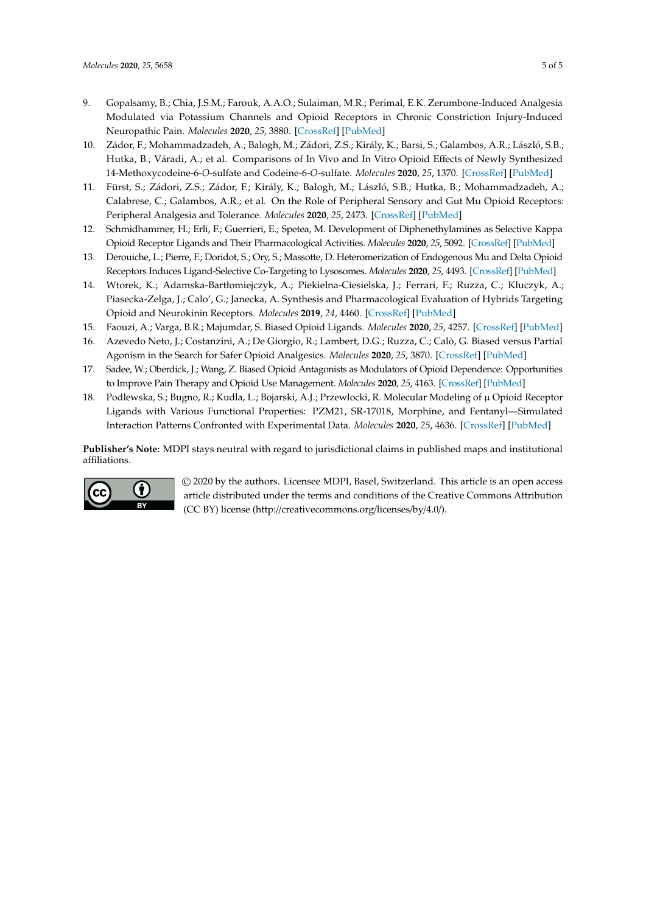9. Gopalsamy, B.; Chia, J.S.M.; Farouk, A.A.O.; Sulaiman, M.R.; Perimal, E.K. Zerumbone-Induced Analgesia Modulated via Potassium Channels and Opioid Receptors in Chronic Constriction Injury-Induced Neuropathic Pain. *Molecules* **2020**, *25*, 3880. [CrossRef] [PubMed]
10. Zádor, F.; Mohammadzadeh, A.; Balogh, M.; Zádori, Z.S.; Király, K.; Barsi, S.; Galambos, A.R.; László, S.B.; Hutka, B.; Váradi, A.; et al. Comparisons of In Vivo and In Vitro Opioid Effects of Newly Synthesized 14-Methoxycodeine-6-*O*-sulfate and Codeine-6-*O*-sulfate. *Molecules* **2020**, *25*, 1370. [CrossRef] [PubMed]
11. Fürst, S.; Zádori, Z.S.; Zádor, F.; Király, K.; Balogh, M.; László, S.B.; Hutka, B.; Mohammadzadeh, A.; Calabrese, C.; Galambos, A.R.; et al. On the Role of Peripheral Sensory and Gut Mu Opioid Receptors: Peripheral Analgesia and Tolerance. *Molecules* **2020**, *25*, 2473. [CrossRef] [PubMed]
12. Schmidhammer, H.; Erli, F.; Guerrieri, E.; Spetea, M. Development of Diphenethylamines as Selective Kappa Opioid Receptor Ligands and Their Pharmacological Activities. *Molecules* **2020**, *25*, 5092. [CrossRef] [PubMed]
13. Derouiche, L.; Pierre, F.; Doridot, S.; Ory, S.; Massotte, D. Heteromerization of Endogenous Mu and Delta Opioid Receptors Induces Ligand-Selective Co-Targeting to Lysosomes. *Molecules* **2020**, *25*, 4493. [CrossRef] [PubMed]
14. Wtorek, K.; Adamska-Bartłomiejczyk, A.; Piekielna-Ciesielska, J.; Ferrari, F.; Ruzza, C.; Kluczyk, A.; Piasecka-Zelga, J.; Calo', G.; Janecka, A. Synthesis and Pharmacological Evaluation of Hybrids Targeting Opioid and Neurokinin Receptors. *Molecules* **2019**, *24*, 4460. [CrossRef] [PubMed]
15. Faouzi, A.; Varga, B.R.; Majumdar, S. Biased Opioid Ligands. *Molecules* **2020**, *25*, 4257. [CrossRef] [PubMed]
16. Azevedo Neto, J.; Costanzini, A.; De Giorgio, R.; Lambert, D.G.; Ruzza, C.; Calò, G. Biased versus Partial Agonism in the Search for Safer Opioid Analgesics. *Molecules* **2020**, *25*, 3870. [CrossRef] [PubMed]
17. Sadee, W.; Oberdick, J.; Wang, Z. Biased Opioid Antagonists as Modulators of Opioid Dependence: Opportunities to Improve Pain Therapy and Opioid Use Management. *Molecules* **2020**, *25*, 4163. [CrossRef] [PubMed]
18. Podlewska, S.; Bugno, R.; Kudla, L.; Bojarski, A.J.; Przewlocki, R. Molecular Modeling of μ Opioid Receptor Ligands with Various Functional Properties: PZM21, SR-17018, Morphine, and Fentanyl—Simulated Interaction Patterns Confronted with Experimental Data. *Molecules* **2020**, *25*, 4636. [CrossRef] [PubMed]

**Publisher's Note:** MDPI stays neutral with regard to jurisdictional claims in published maps and institutional affiliations.

© 2020 by the authors. Licensee MDPI, Basel, Switzerland. This article is an open access article distributed under the terms and conditions of the Creative Commons Attribution (CC BY) license (http://creativecommons.org/licenses/by/4.0/).